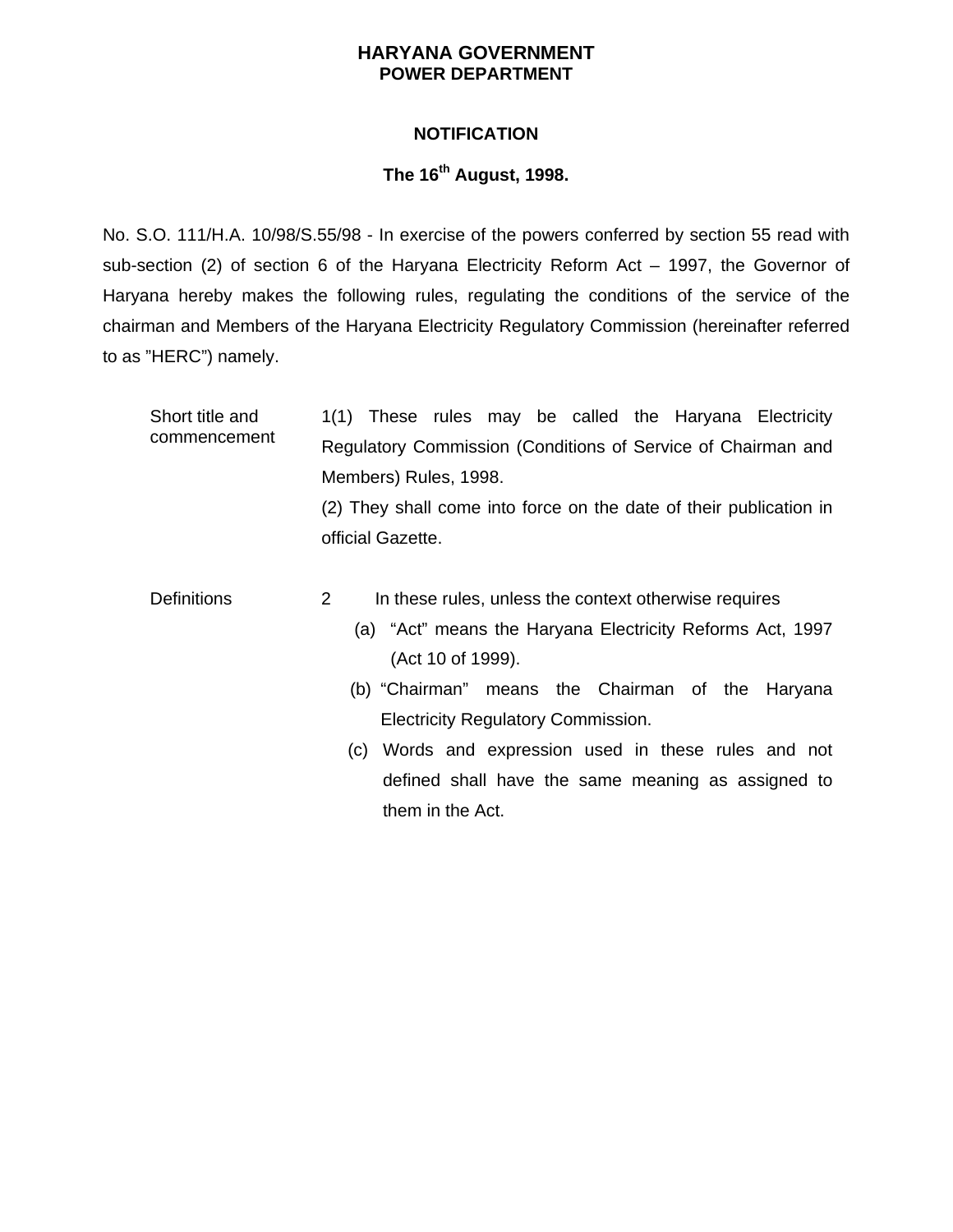# HARYANA GOVERNMENT
## POWER DEPARTMENT

### NOTIFICATION

**The 16th August, 1998.**

No. S.O. 111/H.A. 10/98/S.55/98 - In exercise of the powers conferred by section 55 read with sub-section (2) of section 6 of the Haryana Electricity Reform Act – 1997, the Governor of Haryana hereby makes the following rules, regulating the conditions of the service of the chairman and Members of the Haryana Electricity Regulatory Commission (hereinafter referred to as "HERC") namely.

**Short title and commencement**

1(1) These rules may be called the Haryana Electricity Regulatory Commission (Conditions of Service of Chairman and Members) Rules, 1998.

(2) They shall come into force on the date of their publication in official Gazette.

**Definitions**

2 In these rules, unless the context otherwise requires

(a) "Act" means the Haryana Electricity Reforms Act, 1997 (Act 10 of 1999).

(b) "Chairman" means the Chairman of the Haryana Electricity Regulatory Commission.

(c) Words and expression used in these rules and not defined shall have the same meaning as assigned to them in the Act.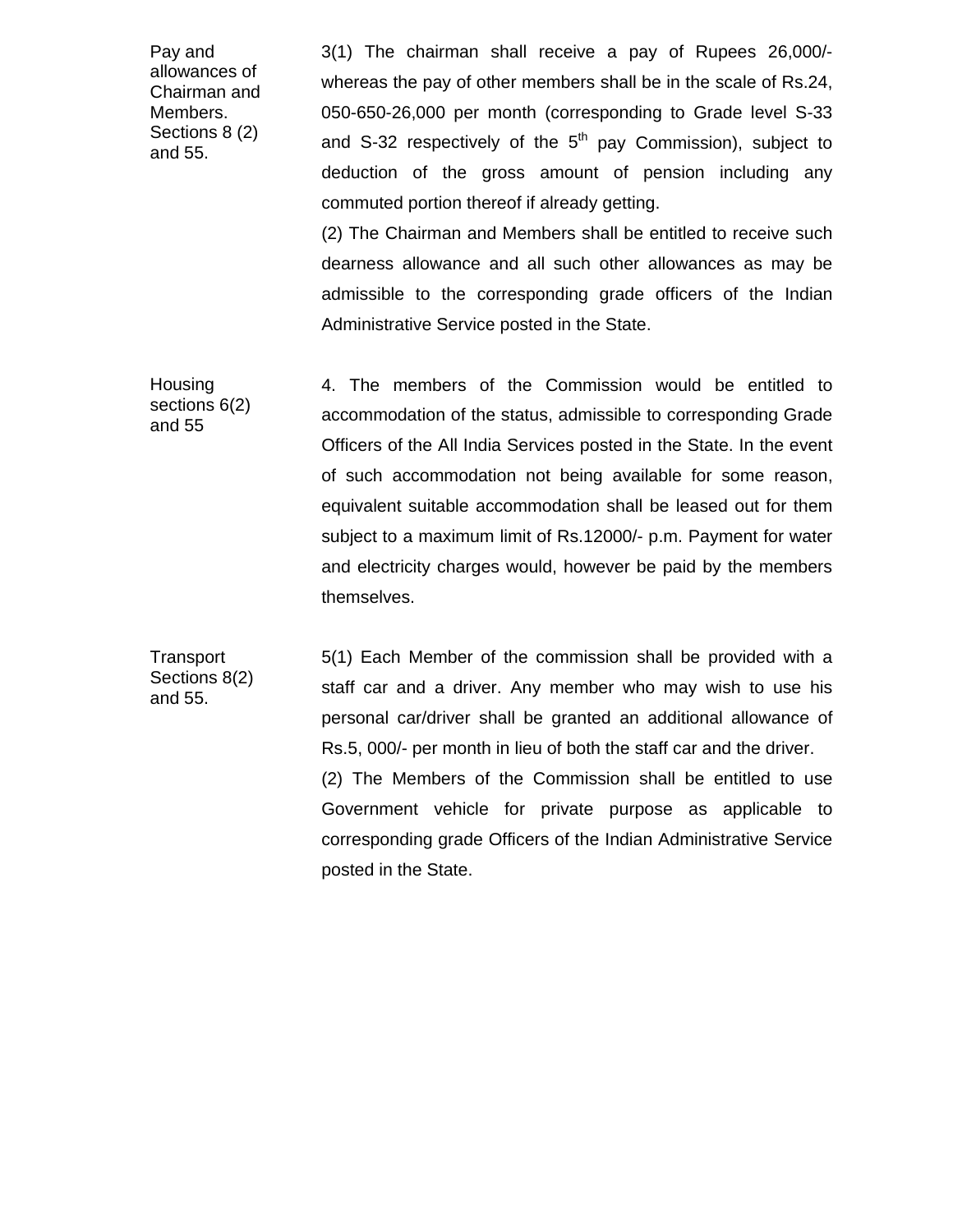| | |
|---|---|
| Pay and allowances of Chairman and Members. Sections 8 (2) and 55. | 3(1) The chairman shall receive a pay of Rupees 26,000/- whereas the pay of other members shall be in the scale of Rs.24, 050-650-26,000 per month (corresponding to Grade level S-33 and S-32 respectively of the 5th pay Commission), subject to deduction of the gross amount of pension including any commuted portion thereof if already getting.<br>(2) The Chairman and Members shall be entitled to receive such dearness allowance and all such other allowances as may be admissible to the corresponding grade officers of the Indian Administrative Service posted in the State. |
| Housing sections 6(2) and 55 | 4. The members of the Commission would be entitled to accommodation of the status, admissible to corresponding Grade Officers of the All India Services posted in the State. In the event of such accommodation not being available for some reason, equivalent suitable accommodation shall be leased out for them subject to a maximum limit of Rs.12000/- p.m. Payment for water and electricity charges would, however be paid by the members themselves. |
| Transport Sections 8(2) and 55. | 5(1) Each Member of the commission shall be provided with a staff car and a driver. Any member who may wish to use his personal car/driver shall be granted an additional allowance of Rs.5, 000/- per month in lieu of both the staff car and the driver.<br>(2) The Members of the Commission shall be entitled to use Government vehicle for private purpose as applicable to corresponding grade Officers of the Indian Administrative Service posted in the State. |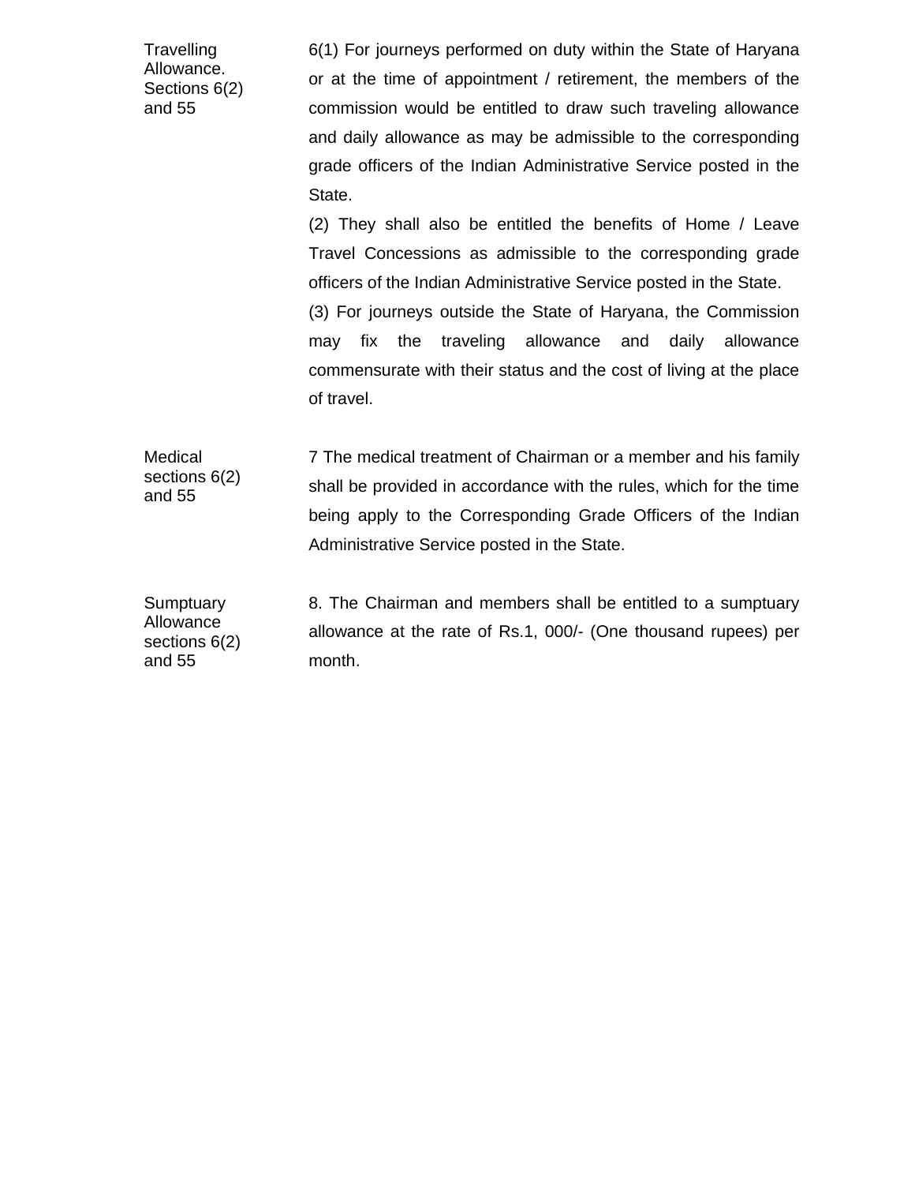**Travelling Allowance. Sections 6(2) and 55**

6(1) For journeys performed on duty within the State of Haryana or at the time of appointment / retirement, the members of the commission would be entitled to draw such traveling allowance and daily allowance as may be admissible to the corresponding grade officers of the Indian Administrative Service posted in the State.

(2) They shall also be entitled the benefits of Home / Leave Travel Concessions as admissible to the corresponding grade officers of the Indian Administrative Service posted in the State.

(3) For journeys outside the State of Haryana, the Commission may fix the traveling allowance and daily allowance commensurate with their status and the cost of living at the place of travel.

**Medical sections 6(2) and 55**

7 The medical treatment of Chairman or a member and his family shall be provided in accordance with the rules, which for the time being apply to the Corresponding Grade Officers of the Indian Administrative Service posted in the State.

**Sumptuary Allowance sections 6(2) and 55**

8. The Chairman and members shall be entitled to a sumptuary allowance at the rate of Rs.1, 000/- (One thousand rupees) per month.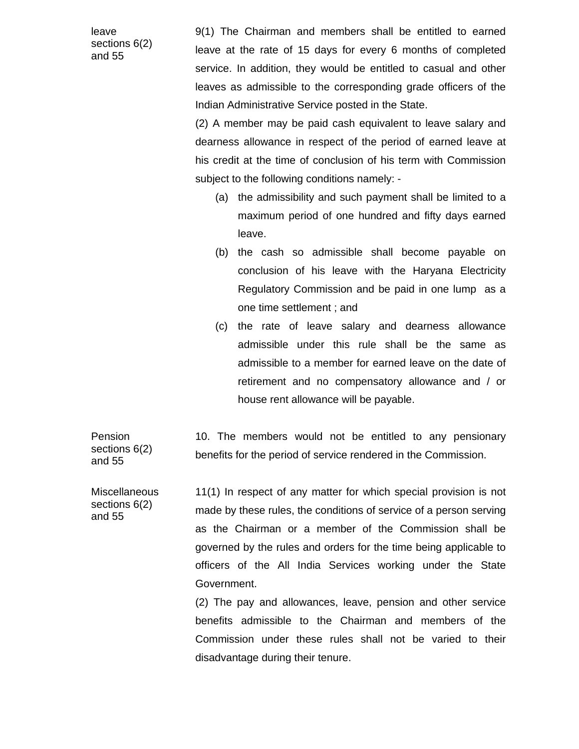leave
sections 6(2) and 55

9(1) The Chairman and members shall be entitled to earned leave at the rate of 15 days for every 6 months of completed service. In addition, they would be entitled to casual and other leaves as admissible to the corresponding grade officers of the Indian Administrative Service posted in the State.

(2) A member may be paid cash equivalent to leave salary and dearness allowance in respect of the period of earned leave at his credit at the time of conclusion of his term with Commission subject to the following conditions namely: -

(a) the admissibility and such payment shall be limited to a maximum period of one hundred and fifty days earned leave.

(b) the cash so admissible shall become payable on conclusion of his leave with the Haryana Electricity Regulatory Commission and be paid in one lump as a one time settlement ; and

(c) the rate of leave salary and dearness allowance admissible under this rule shall be the same as admissible to a member for earned leave on the date of retirement and no compensatory allowance and / or house rent allowance will be payable.

Pension
sections 6(2) and 55

10. The members would not be entitled to any pensionary benefits for the period of service rendered in the Commission.

Miscellaneous
sections 6(2) and 55

11(1) In respect of any matter for which special provision is not made by these rules, the conditions of service of a person serving as the Chairman or a member of the Commission shall be governed by the rules and orders for the time being applicable to officers of the All India Services working under the State Government.

(2) The pay and allowances, leave, pension and other service benefits admissible to the Chairman and members of the Commission under these rules shall not be varied to their disadvantage during their tenure.